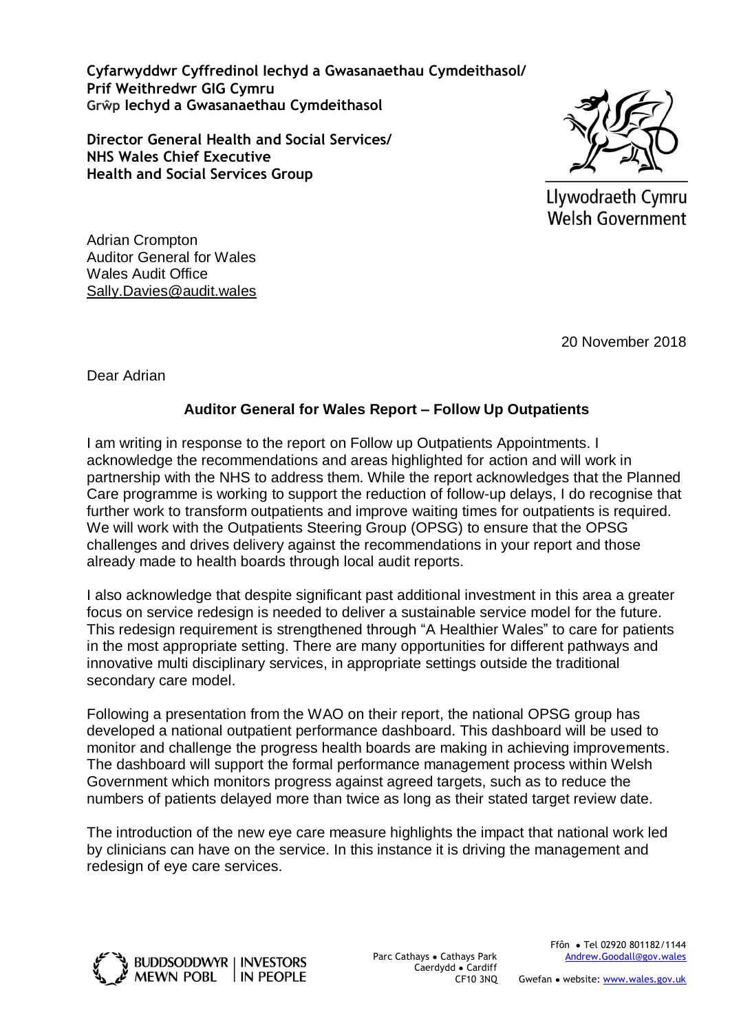**Cyfarwyddwr Cyffredinol Iechyd a Gwasanaethau Cymdeithasol/**
**Prif Weithredwr GIG Cymru**
**Grŵp Iechyd a Gwasanaethau Cymdeithasol**

**Director General Health and Social Services/**
**NHS Wales Chief Executive**
**Health and Social Services Group**

Llywodraeth Cymru
Welsh Government

Adrian Crompton
Auditor General for Wales
Wales Audit Office
Sally.Davies@audit.wales

20 November 2018

Dear Adrian

**Auditor General for Wales Report – Follow Up Outpatients**

I am writing in response to the report on Follow up Outpatients Appointments. I acknowledge the recommendations and areas highlighted for action and will work in partnership with the NHS to address them. While the report acknowledges that the Planned Care programme is working to support the reduction of follow-up delays, I do recognise that further work to transform outpatients and improve waiting times for outpatients is required. We will work with the Outpatients Steering Group (OPSG) to ensure that the OPSG challenges and drives delivery against the recommendations in your report and those already made to health boards through local audit reports.

I also acknowledge that despite significant past additional investment in this area a greater focus on service redesign is needed to deliver a sustainable service model for the future. This redesign requirement is strengthened through "A Healthier Wales" to care for patients in the most appropriate setting. There are many opportunities for different pathways and innovative multi disciplinary services, in appropriate settings outside the traditional secondary care model.

Following a presentation from the WAO on their report, the national OPSG group has developed a national outpatient performance dashboard. This dashboard will be used to monitor and challenge the progress health boards are making in achieving improvements. The dashboard will support the formal performance management process within Welsh Government which monitors progress against agreed targets, such as to reduce the numbers of patients delayed more than twice as long as their stated target review date.

The introduction of the new eye care measure highlights the impact that national work led by clinicians can have on the service. In this instance it is driving the management and redesign of eye care services.

BUDDSODDWYR MEWN POBL | INVESTORS IN PEOPLE

Parc Cathays ● Cathays Park
Caerdydd ● Cardiff
CF10 3NQ

Ffôn ● Tel 02920 801182/1144
Andrew.Goodall@gov.wales
Gwefan ● website: www.wales.gov.uk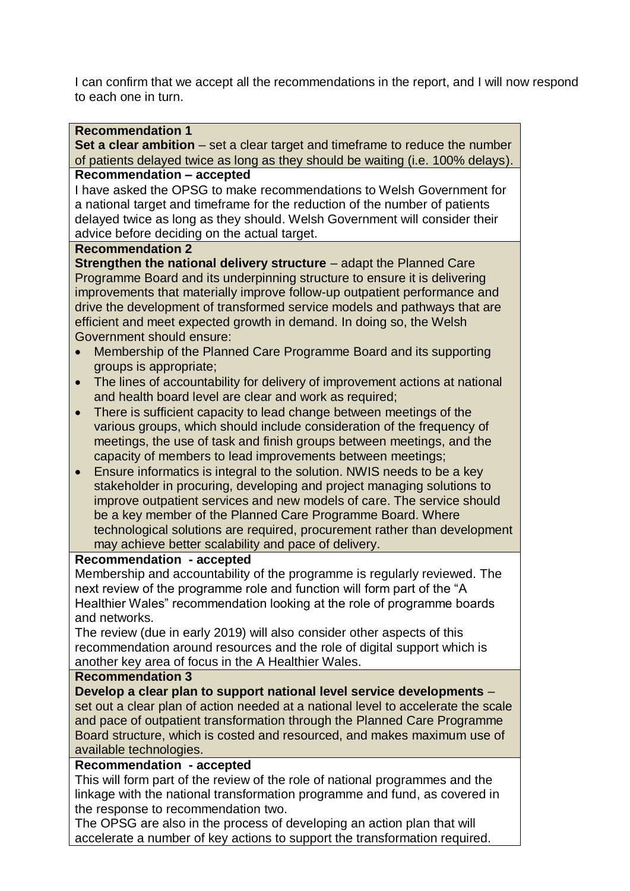I can confirm that we accept all the recommendations in the report, and I will now respond to each one in turn.

**Recommendation 1**

**Set a clear ambition** – set a clear target and timeframe to reduce the number of patients delayed twice as long as they should be waiting (i.e. 100% delays).

**Recommendation – accepted**

I have asked the OPSG to make recommendations to Welsh Government for a national target and timeframe for the reduction of the number of patients delayed twice as long as they should. Welsh Government will consider their advice before deciding on the actual target.

**Recommendation 2**

**Strengthen the national delivery structure** – adapt the Planned Care Programme Board and its underpinning structure to ensure it is delivering improvements that materially improve follow-up outpatient performance and drive the development of transformed service models and pathways that are efficient and meet expected growth in demand. In doing so, the Welsh Government should ensure:

- Membership of the Planned Care Programme Board and its supporting groups is appropriate;
- The lines of accountability for delivery of improvement actions at national and health board level are clear and work as required;
- There is sufficient capacity to lead change between meetings of the various groups, which should include consideration of the frequency of meetings, the use of task and finish groups between meetings, and the capacity of members to lead improvements between meetings;
- Ensure informatics is integral to the solution. NWIS needs to be a key stakeholder in procuring, developing and project managing solutions to improve outpatient services and new models of care. The service should be a key member of the Planned Care Programme Board. Where technological solutions are required, procurement rather than development may achieve better scalability and pace of delivery.

**Recommendation - accepted**

Membership and accountability of the programme is regularly reviewed. The next review of the programme role and function will form part of the "A Healthier Wales" recommendation looking at the role of programme boards and networks.

The review (due in early 2019) will also consider other aspects of this recommendation around resources and the role of digital support which is another key area of focus in the A Healthier Wales.

**Recommendation 3**

**Develop a clear plan to support national level service developments** – set out a clear plan of action needed at a national level to accelerate the scale and pace of outpatient transformation through the Planned Care Programme Board structure, which is costed and resourced, and makes maximum use of available technologies.

**Recommendation - accepted**

This will form part of the review of the role of national programmes and the linkage with the national transformation programme and fund, as covered in the response to recommendation two.

The OPSG are also in the process of developing an action plan that will accelerate a number of key actions to support the transformation required.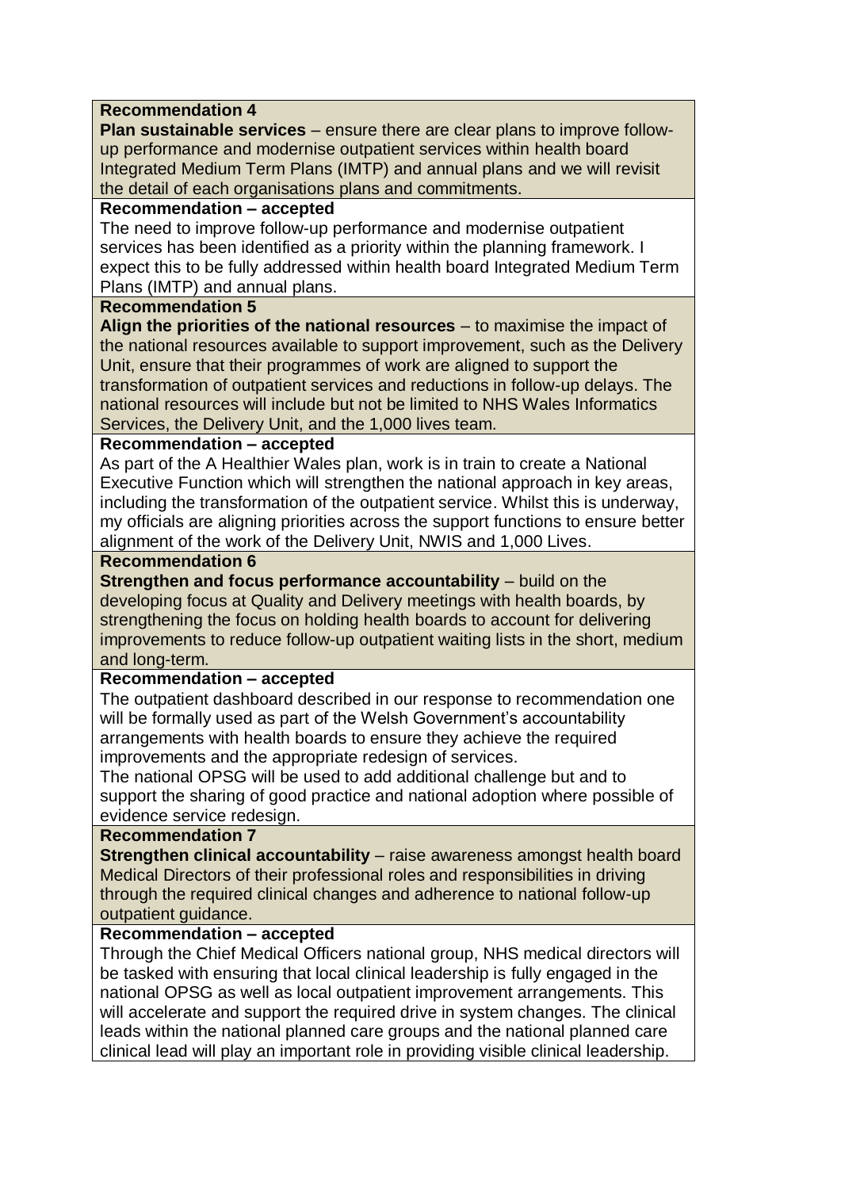**Recommendation 4**

**Plan sustainable services** – ensure there are clear plans to improve follow-up performance and modernise outpatient services within health board Integrated Medium Term Plans (IMTP) and annual plans and we will revisit the detail of each organisations plans and commitments.

**Recommendation – accepted**

The need to improve follow-up performance and modernise outpatient services has been identified as a priority within the planning framework. I expect this to be fully addressed within health board Integrated Medium Term Plans (IMTP) and annual plans.

**Recommendation 5**

**Align the priorities of the national resources** – to maximise the impact of the national resources available to support improvement, such as the Delivery Unit, ensure that their programmes of work are aligned to support the transformation of outpatient services and reductions in follow-up delays. The national resources will include but not be limited to NHS Wales Informatics Services, the Delivery Unit, and the 1,000 lives team.

**Recommendation – accepted**

As part of the A Healthier Wales plan, work is in train to create a National Executive Function which will strengthen the national approach in key areas, including the transformation of the outpatient service. Whilst this is underway, my officials are aligning priorities across the support functions to ensure better alignment of the work of the Delivery Unit, NWIS and 1,000 Lives.

**Recommendation 6**

**Strengthen and focus performance accountability** – build on the developing focus at Quality and Delivery meetings with health boards, by strengthening the focus on holding health boards to account for delivering improvements to reduce follow-up outpatient waiting lists in the short, medium and long-term.

**Recommendation – accepted**

The outpatient dashboard described in our response to recommendation one will be formally used as part of the Welsh Government's accountability arrangements with health boards to ensure they achieve the required improvements and the appropriate redesign of services.

The national OPSG will be used to add additional challenge but and to support the sharing of good practice and national adoption where possible of evidence service redesign.

**Recommendation 7**

**Strengthen clinical accountability** – raise awareness amongst health board Medical Directors of their professional roles and responsibilities in driving through the required clinical changes and adherence to national follow-up outpatient guidance.

**Recommendation – accepted**

Through the Chief Medical Officers national group, NHS medical directors will be tasked with ensuring that local clinical leadership is fully engaged in the national OPSG as well as local outpatient improvement arrangements. This will accelerate and support the required drive in system changes. The clinical leads within the national planned care groups and the national planned care clinical lead will play an important role in providing visible clinical leadership.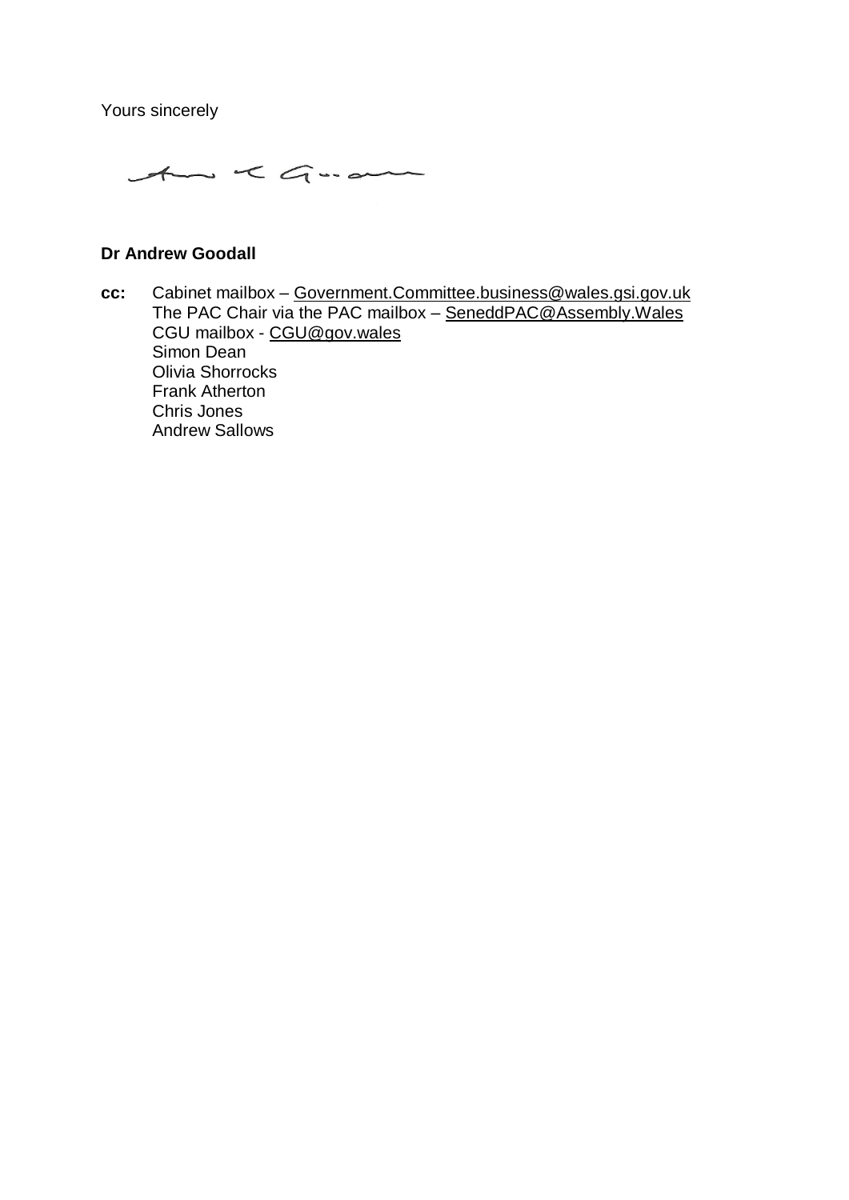Yours sincerely

**Dr Andrew Goodall**

**cc:** Cabinet mailbox – Government.Committee.business@wales.gsi.gov.uk
The PAC Chair via the PAC mailbox – SeneddPAC@Assembly.Wales
CGU mailbox - CGU@gov.wales
Simon Dean
Olivia Shorrocks
Frank Atherton
Chris Jones
Andrew Sallows